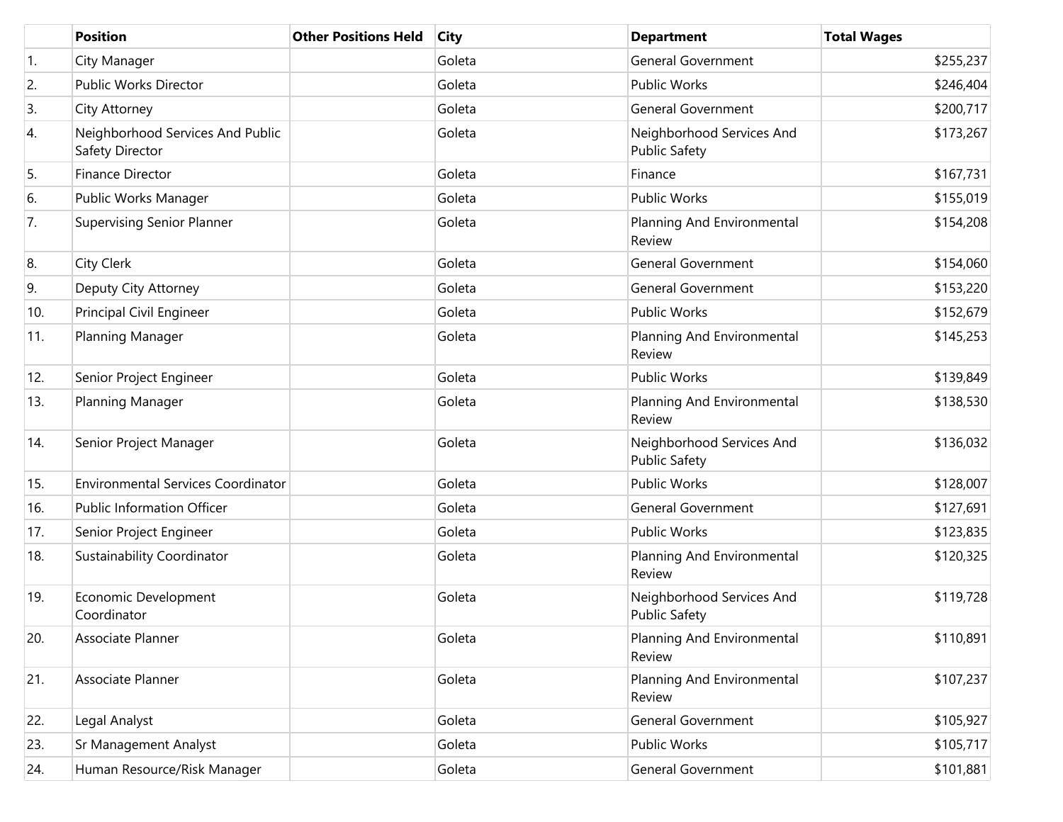| | Position | Other Positions Held | City | Department | Total Wages |
|---|---|---|---|---|---|
| 1. | City Manager | | Goleta | General Government | $255,237 |
| 2. | Public Works Director | | Goleta | Public Works | $246,404 |
| 3. | City Attorney | | Goleta | General Government | $200,717 |
| 4. | Neighborhood Services And Public Safety Director | | Goleta | Neighborhood Services And Public Safety | $173,267 |
| 5. | Finance Director | | Goleta | Finance | $167,731 |
| 6. | Public Works Manager | | Goleta | Public Works | $155,019 |
| 7. | Supervising Senior Planner | | Goleta | Planning And Environmental Review | $154,208 |
| 8. | City Clerk | | Goleta | General Government | $154,060 |
| 9. | Deputy City Attorney | | Goleta | General Government | $153,220 |
| 10. | Principal Civil Engineer | | Goleta | Public Works | $152,679 |
| 11. | Planning Manager | | Goleta | Planning And Environmental Review | $145,253 |
| 12. | Senior Project Engineer | | Goleta | Public Works | $139,849 |
| 13. | Planning Manager | | Goleta | Planning And Environmental Review | $138,530 |
| 14. | Senior Project Manager | | Goleta | Neighborhood Services And Public Safety | $136,032 |
| 15. | Environmental Services Coordinator | | Goleta | Public Works | $128,007 |
| 16. | Public Information Officer | | Goleta | General Government | $127,691 |
| 17. | Senior Project Engineer | | Goleta | Public Works | $123,835 |
| 18. | Sustainability Coordinator | | Goleta | Planning And Environmental Review | $120,325 |
| 19. | Economic Development Coordinator | | Goleta | Neighborhood Services And Public Safety | $119,728 |
| 20. | Associate Planner | | Goleta | Planning And Environmental Review | $110,891 |
| 21. | Associate Planner | | Goleta | Planning And Environmental Review | $107,237 |
| 22. | Legal Analyst | | Goleta | General Government | $105,927 |
| 23. | Sr Management Analyst | | Goleta | Public Works | $105,717 |
| 24. | Human Resource/Risk Manager | | Goleta | General Government | $101,881 |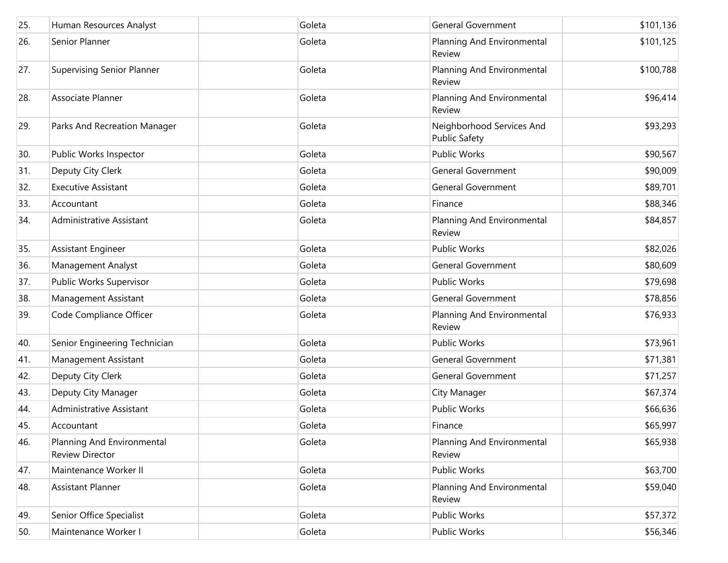| | | | | | |
|---|---|---|---|---|---|
| 25. | Human Resources Analyst | | Goleta | General Government | $101,136 |
| 26. | Senior Planner | | Goleta | Planning And Environmental Review | $101,125 |
| 27. | Supervising Senior Planner | | Goleta | Planning And Environmental Review | $100,788 |
| 28. | Associate Planner | | Goleta | Planning And Environmental Review | $96,414 |
| 29. | Parks And Recreation Manager | | Goleta | Neighborhood Services And Public Safety | $93,293 |
| 30. | Public Works Inspector | | Goleta | Public Works | $90,567 |
| 31. | Deputy City Clerk | | Goleta | General Government | $90,009 |
| 32. | Executive Assistant | | Goleta | General Government | $89,701 |
| 33. | Accountant | | Goleta | Finance | $88,346 |
| 34. | Administrative Assistant | | Goleta | Planning And Environmental Review | $84,857 |
| 35. | Assistant Engineer | | Goleta | Public Works | $82,026 |
| 36. | Management Analyst | | Goleta | General Government | $80,609 |
| 37. | Public Works Supervisor | | Goleta | Public Works | $79,698 |
| 38. | Management Assistant | | Goleta | General Government | $78,856 |
| 39. | Code Compliance Officer | | Goleta | Planning And Environmental Review | $76,933 |
| 40. | Senior Engineering Technician | | Goleta | Public Works | $73,961 |
| 41. | Management Assistant | | Goleta | General Government | $71,381 |
| 42. | Deputy City Clerk | | Goleta | General Government | $71,257 |
| 43. | Deputy City Manager | | Goleta | City Manager | $67,374 |
| 44. | Administrative Assistant | | Goleta | Public Works | $66,636 |
| 45. | Accountant | | Goleta | Finance | $65,997 |
| 46. | Planning And Environmental Review Director | | Goleta | Planning And Environmental Review | $65,938 |
| 47. | Maintenance Worker II | | Goleta | Public Works | $63,700 |
| 48. | Assistant Planner | | Goleta | Planning And Environmental Review | $59,040 |
| 49. | Senior Office Specialist | | Goleta | Public Works | $57,372 |
| 50. | Maintenance Worker I | | Goleta | Public Works | $56,346 |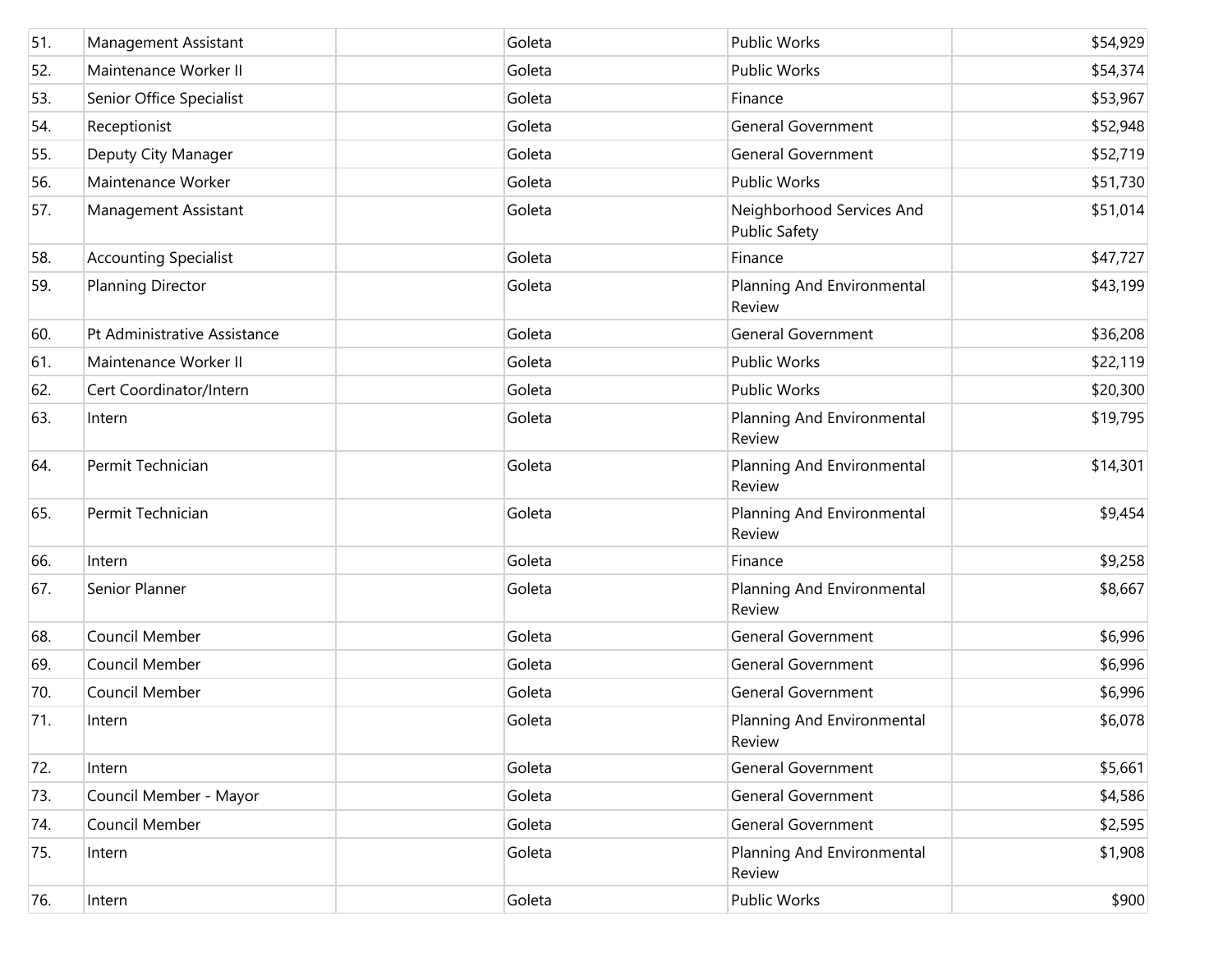| | | | | | |
|---|---|---|---|---|---|
| 51. | Management Assistant | | Goleta | Public Works | $54,929 |
| 52. | Maintenance Worker II | | Goleta | Public Works | $54,374 |
| 53. | Senior Office Specialist | | Goleta | Finance | $53,967 |
| 54. | Receptionist | | Goleta | General Government | $52,948 |
| 55. | Deputy City Manager | | Goleta | General Government | $52,719 |
| 56. | Maintenance Worker | | Goleta | Public Works | $51,730 |
| 57. | Management Assistant | | Goleta | Neighborhood Services And Public Safety | $51,014 |
| 58. | Accounting Specialist | | Goleta | Finance | $47,727 |
| 59. | Planning Director | | Goleta | Planning And Environmental Review | $43,199 |
| 60. | Pt Administrative Assistance | | Goleta | General Government | $36,208 |
| 61. | Maintenance Worker II | | Goleta | Public Works | $22,119 |
| 62. | Cert Coordinator/Intern | | Goleta | Public Works | $20,300 |
| 63. | Intern | | Goleta | Planning And Environmental Review | $19,795 |
| 64. | Permit Technician | | Goleta | Planning And Environmental Review | $14,301 |
| 65. | Permit Technician | | Goleta | Planning And Environmental Review | $9,454 |
| 66. | Intern | | Goleta | Finance | $9,258 |
| 67. | Senior Planner | | Goleta | Planning And Environmental Review | $8,667 |
| 68. | Council Member | | Goleta | General Government | $6,996 |
| 69. | Council Member | | Goleta | General Government | $6,996 |
| 70. | Council Member | | Goleta | General Government | $6,996 |
| 71. | Intern | | Goleta | Planning And Environmental Review | $6,078 |
| 72. | Intern | | Goleta | General Government | $5,661 |
| 73. | Council Member - Mayor | | Goleta | General Government | $4,586 |
| 74. | Council Member | | Goleta | General Government | $2,595 |
| 75. | Intern | | Goleta | Planning And Environmental Review | $1,908 |
| 76. | Intern | | Goleta | Public Works | $900 |